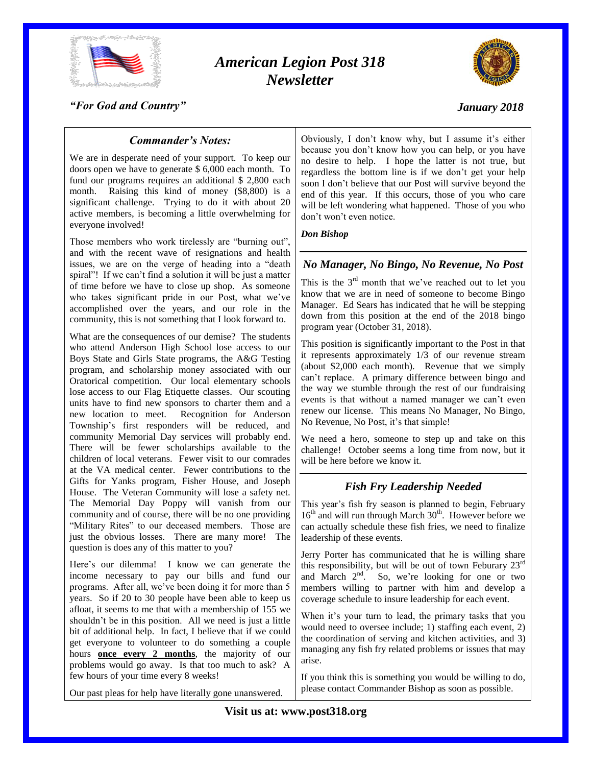# *American Legion Post 318 Newsletter*

*"For God and Country"*

*January 2018*

## *Commander's Notes:*

We are in desperate need of your support. To keep our doors open we have to generate $ 6,000 each month. To fund our programs requires an additional $ 2,800 each month. Raising this kind of money ($8,800) is a significant challenge. Trying to do it with about 20 active members, is becoming a little overwhelming for everyone involved!

Those members who work tirelessly are "burning out", and with the recent wave of resignations and health issues, we are on the verge of heading into a "death spiral"! If we can't find a solution it will be just a matter of time before we have to close up shop. As someone who takes significant pride in our Post, what we've accomplished over the years, and our role in the community, this is not something that I look forward to.

What are the consequences of our demise? The students who attend Anderson High School lose access to our Boys State and Girls State programs, the A&G Testing program, and scholarship money associated with our Oratorical competition. Our local elementary schools lose access to our Flag Etiquette classes. Our scouting units have to find new sponsors to charter them and a new location to meet. Recognition for Anderson Township's first responders will be reduced, and community Memorial Day services will probably end. There will be fewer scholarships available to the children of local veterans. Fewer visit to our comrades at the VA medical center. Fewer contributions to the Gifts for Yanks program, Fisher House, and Joseph House. The Veteran Community will lose a safety net. The Memorial Day Poppy will vanish from our community and of course, there will be no one providing "Military Rites" to our deceased members. Those are just the obvious losses. There are many more! The question is does any of this matter to you?

Here's our dilemma! I know we can generate the income necessary to pay our bills and fund our programs. After all, we've been doing it for more than 5 years. So if 20 to 30 people have been able to keep us afloat, it seems to me that with a membership of 155 we shouldn't be in this position. All we need is just a little bit of additional help. In fact, I believe that if we could get everyone to volunteer to do something a couple hours **once every 2 months**, the majority of our problems would go away. Is that too much to ask? A few hours of your time every 8 weeks!

Our past pleas for help have literally gone unanswered. Obviously, I don't know why, but I assume it's either because you don't know how you can help, or you have no desire to help. I hope the latter is not true, but regardless the bottom line is if we don't get your help soon I don't believe that our Post will survive beyond the end of this year. If this occurs, those of you who care will be left wondering what happened. Those of you who don't won't even notice.

***Don Bishop***

## *No Manager, No Bingo, No Revenue, No Post*

This is the 3rd month that we've reached out to let you know that we are in need of someone to become Bingo Manager. Ed Sears has indicated that he will be stepping down from this position at the end of the 2018 bingo program year (October 31, 2018).

This position is significantly important to the Post in that it represents approximately 1/3 of our revenue stream (about $2,000 each month). Revenue that we simply can't replace. A primary difference between bingo and the way we stumble through the rest of our fundraising events is that without a named manager we can't even renew our license. This means No Manager, No Bingo, No Revenue, No Post, it's that simple!

We need a hero, someone to step up and take on this challenge! October seems a long time from now, but it will be here before we know it.

## *Fish Fry Leadership Needed*

This year's fish fry season is planned to begin, February 16th and will run through March 30th. However before we can actually schedule these fish fries, we need to finalize leadership of these events.

Jerry Porter has communicated that he is willing share this responsibility, but will be out of town Feburary 23rd and March 2nd. So, we're looking for one or two members willing to partner with him and develop a coverage schedule to insure leadership for each event.

When it's your turn to lead, the primary tasks that you would need to oversee include; 1) staffing each event, 2) the coordination of serving and kitchen activities, and 3) managing any fish fry related problems or issues that may arise.

If you think this is something you would be willing to do, please contact Commander Bishop as soon as possible.

**Visit us at: www.post318.org**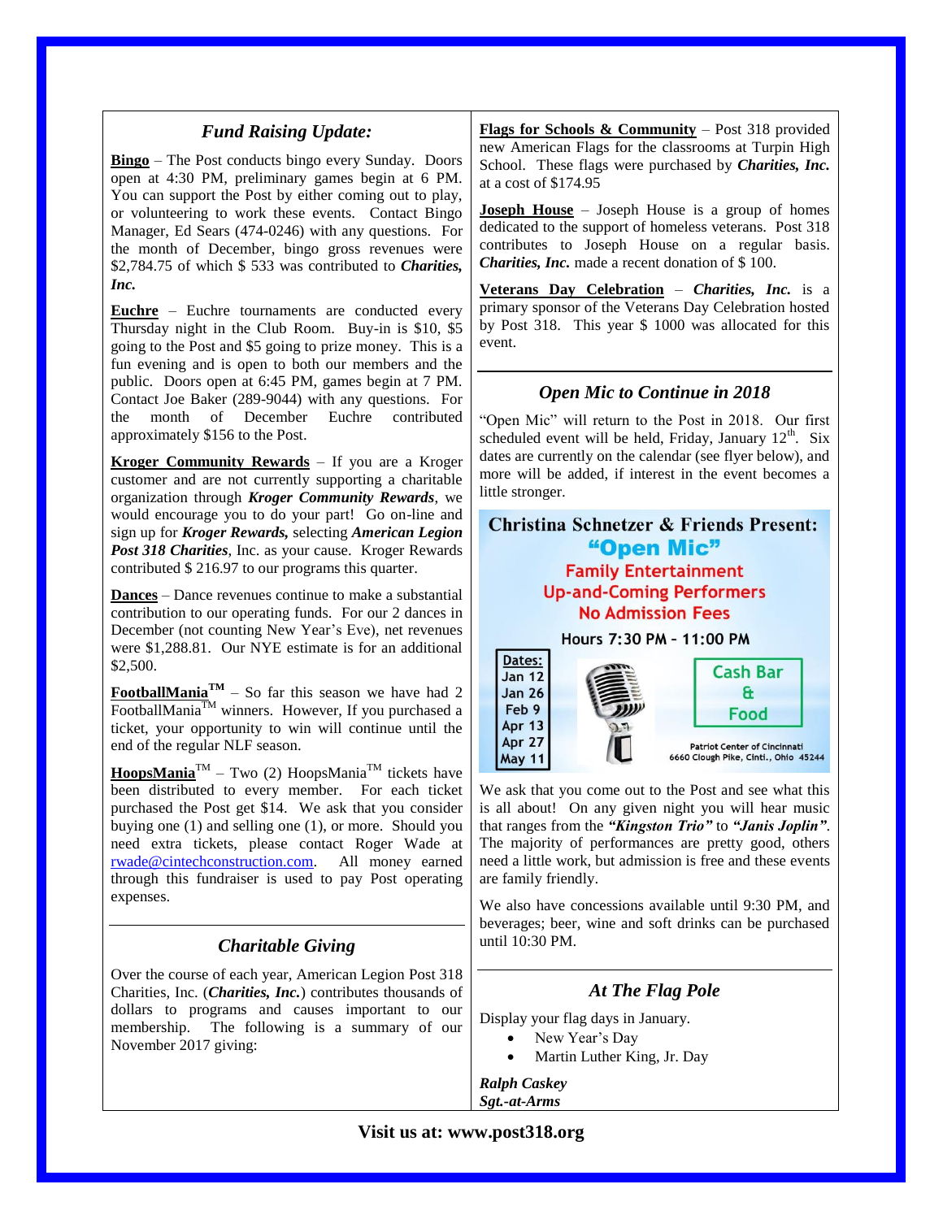## *Fund Raising Update:*

**Bingo** – The Post conducts bingo every Sunday. Doors open at 4:30 PM, preliminary games begin at 6 PM. You can support the Post by either coming out to play, or volunteering to work these events. Contact Bingo Manager, Ed Sears (474-0246) with any questions. For the month of December, bingo gross revenues were $2,784.75 of which $ 533 was contributed to ***Charities, Inc.***

**Euchre** – Euchre tournaments are conducted every Thursday night in the Club Room. Buy-in is $10, $5 going to the Post and $5 going to prize money. This is a fun evening and is open to both our members and the public. Doors open at 6:45 PM, games begin at 7 PM. Contact Joe Baker (289-9044) with any questions. For the month of December Euchre contributed approximately $156 to the Post.

**Kroger Community Rewards** – If you are a Kroger customer and are not currently supporting a charitable organization through ***Kroger Community Rewards***, we would encourage you to do your part! Go on-line and sign up for ***Kroger Rewards,*** selecting ***American Legion Post 318 Charities***, Inc. as your cause. Kroger Rewards contributed $ 216.97 to our programs this quarter.

**Dances** – Dance revenues continue to make a substantial contribution to our operating funds. For our 2 dances in December (not counting New Year's Eve), net revenues were $1,288.81. Our NYE estimate is for an additional $2,500.

**FootballMania™** – So far this season we have had 2 FootballMania™ winners. However, If you purchased a ticket, your opportunity to win will continue until the end of the regular NLF season.

**HoopsMania™** – Two (2) HoopsMania™ tickets have been distributed to every member. For each ticket purchased the Post get $14. We ask that you consider buying one (1) and selling one (1), or more. Should you need extra tickets, please contact Roger Wade at rwade@cintechconstruction.com. All money earned through this fundraiser is used to pay Post operating expenses.

## *Charitable Giving*

Over the course of each year, American Legion Post 318 Charities, Inc. (***Charities, Inc.***) contributes thousands of dollars to programs and causes important to our membership. The following is a summary of our November 2017 giving:

**Flags for Schools & Community** – Post 318 provided new American Flags for the classrooms at Turpin High School. These flags were purchased by ***Charities, Inc.*** at a cost of $174.95

**Joseph House** – Joseph House is a group of homes dedicated to the support of homeless veterans. Post 318 contributes to Joseph House on a regular basis. ***Charities, Inc.*** made a recent donation of $ 100.

**Veterans Day Celebration** – ***Charities, Inc.*** is a primary sponsor of the Veterans Day Celebration hosted by Post 318. This year $ 1000 was allocated for this event.

## *Open Mic to Continue in 2018*

"Open Mic" will return to the Post in 2018. Our first scheduled event will be held, Friday, January 12th. Six dates are currently on the calendar (see flyer below), and more will be added, if interest in the event becomes a little stronger.

**Christina Schnetzer & Friends Present:**
**"Open Mic"**
**Family Entertainment**
**Up-and-Coming Performers**
**No Admission Fees**
**Hours 7:30 PM - 11:00 PM**

**Dates:**
Jan 12
Jan 26
Feb 9
Apr 13
Apr 27
May 11

**Cash Bar & Food**

Patriot Center of Cincinnati
6660 Clough Pike, Cinti., Ohio 45244

We ask that you come out to the Post and see what this is all about! On any given night you will hear music that ranges from the ***"Kingston Trio"*** to ***"Janis Joplin"***. The majority of performances are pretty good, others need a little work, but admission is free and these events are family friendly.

We also have concessions available until 9:30 PM, and beverages; beer, wine and soft drinks can be purchased until 10:30 PM.

## *At The Flag Pole*

Display your flag days in January.

- New Year's Day
- Martin Luther King, Jr. Day

***Ralph Caskey***
***Sgt.-at-Arms***

**Visit us at: www.post318.org**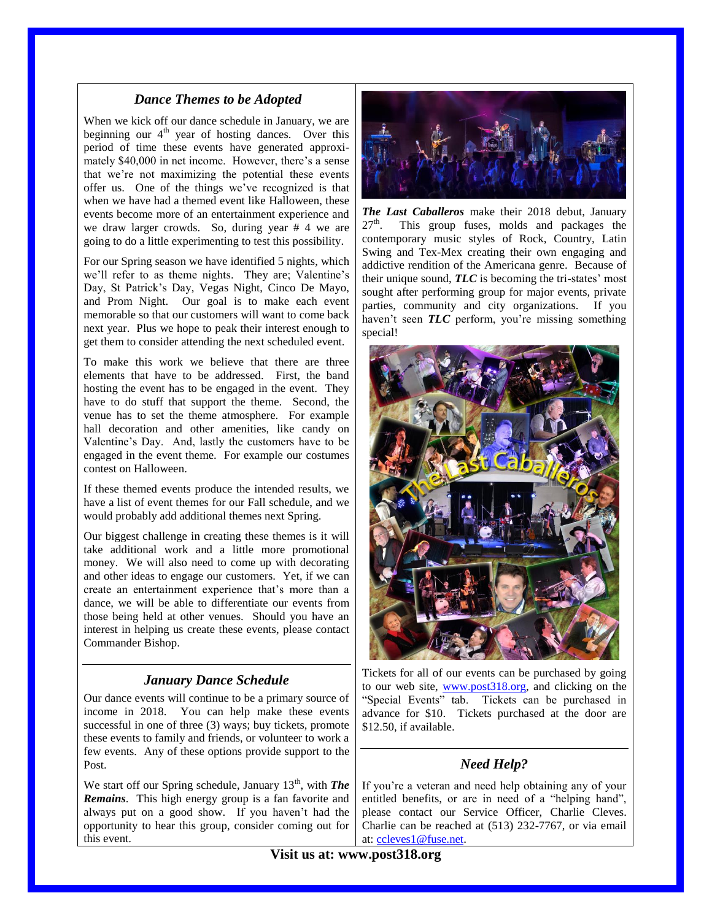## *Dance Themes to be Adopted*

When we kick off our dance schedule in January, we are beginning our 4th year of hosting dances. Over this period of time these events have generated approximately $40,000 in net income. However, there's a sense that we're not maximizing the potential these events offer us. One of the things we've recognized is that when we have had a themed event like Halloween, these events become more of an entertainment experience and we draw larger crowds. So, during year # 4 we are going to do a little experimenting to test this possibility.

For our Spring season we have identified 5 nights, which we'll refer to as theme nights. They are; Valentine's Day, St Patrick's Day, Vegas Night, Cinco De Mayo, and Prom Night. Our goal is to make each event memorable so that our customers will want to come back next year. Plus we hope to peak their interest enough to get them to consider attending the next scheduled event.

To make this work we believe that there are three elements that have to be addressed. First, the band hosting the event has to be engaged in the event. They have to do stuff that support the theme. Second, the venue has to set the theme atmosphere. For example hall decoration and other amenities, like candy on Valentine's Day. And, lastly the customers have to be engaged in the event theme. For example our costumes contest on Halloween.

If these themed events produce the intended results, we have a list of event themes for our Fall schedule, and we would probably add additional themes next Spring.

Our biggest challenge in creating these themes is it will take additional work and a little more promotional money. We will also need to come up with decorating and other ideas to engage our customers. Yet, if we can create an entertainment experience that's more than a dance, we will be able to differentiate our events from those being held at other venues. Should you have an interest in helping us create these events, please contact Commander Bishop.

## *January Dance Schedule*

Our dance events will continue to be a primary source of income in 2018. You can help make these events successful in one of three (3) ways; buy tickets, promote these events to family and friends, or volunteer to work a few events. Any of these options provide support to the Post.

We start off our Spring schedule, January 13th, with ***The Remains***. This high energy group is a fan favorite and always put on a good show. If you haven't had the opportunity to hear this group, consider coming out for this event.

***The Last Caballeros*** make their 2018 debut, January 27th. This group fuses, molds and packages the contemporary music styles of Rock, Country, Latin Swing and Tex-Mex creating their own engaging and addictive rendition of the Americana genre. Because of their unique sound, ***TLC*** is becoming the tri-states' most sought after performing group for major events, private parties, community and city organizations. If you haven't seen ***TLC*** perform, you're missing something special!

Tickets for all of our events can be purchased by going to our web site, www.post318.org, and clicking on the "Special Events" tab. Tickets can be purchased in advance for $10. Tickets purchased at the door are $12.50, if available.

## *Need Help?*

If you're a veteran and need help obtaining any of your entitled benefits, or are in need of a "helping hand", please contact our Service Officer, Charlie Cleves. Charlie can be reached at (513) 232-7767, or via email at: ccleves1@fuse.net.

**Visit us at: www.post318.org**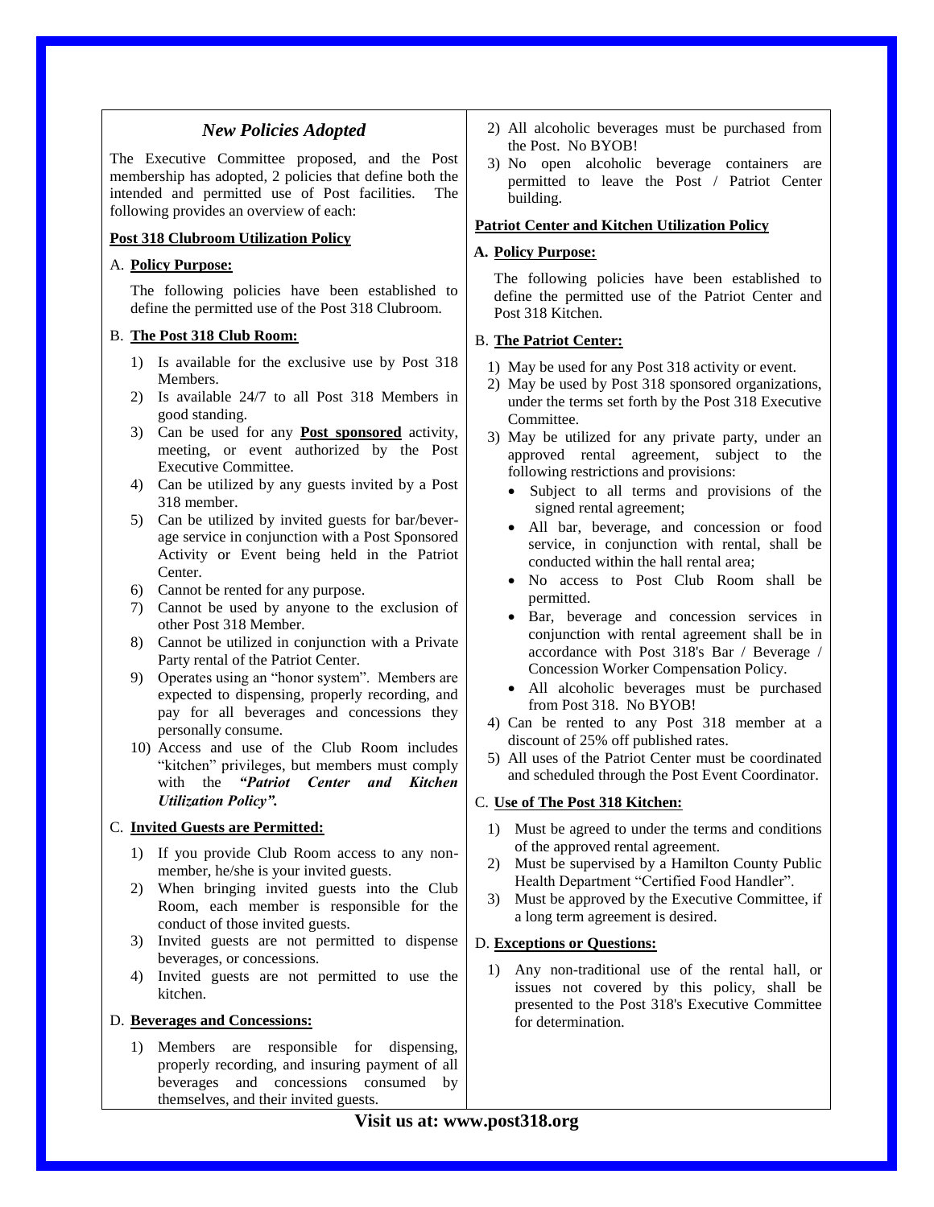## *New Policies Adopted*

The Executive Committee proposed, and the Post membership has adopted, 2 policies that define both the intended and permitted use of Post facilities. The following provides an overview of each:

### Post 318 Clubroom Utilization Policy

A. **Policy Purpose:**

The following policies have been established to define the permitted use of the Post 318 Clubroom.

B. **The Post 318 Club Room:**

1) Is available for the exclusive use by Post 318 Members.
2) Is available 24/7 to all Post 318 Members in good standing.
3) Can be used for any **Post sponsored** activity, meeting, or event authorized by the Post Executive Committee.
4) Can be utilized by any guests invited by a Post 318 member.
5) Can be utilized by invited guests for bar/beverage service in conjunction with a Post Sponsored Activity or Event being held in the Patriot Center.
6) Cannot be rented for any purpose.
7) Cannot be used by anyone to the exclusion of other Post 318 Member.
8) Cannot be utilized in conjunction with a Private Party rental of the Patriot Center.
9) Operates using an "honor system". Members are expected to dispensing, properly recording, and pay for all beverages and concessions they personally consume.
10) Access and use of the Club Room includes "kitchen" privileges, but members must comply with the ***"Patriot Center and Kitchen Utilization Policy".***

C. **Invited Guests are Permitted:**

1) If you provide Club Room access to any non-member, he/she is your invited guests.
2) When bringing invited guests into the Club Room, each member is responsible for the conduct of those invited guests.
3) Invited guests are not permitted to dispense beverages, or concessions.
4) Invited guests are not permitted to use the kitchen.

D. **Beverages and Concessions:**

1) Members are responsible for dispensing, properly recording, and insuring payment of all beverages and concessions consumed by themselves, and their invited guests.
2) All alcoholic beverages must be purchased from the Post. No BYOB!
3) No open alcoholic beverage containers are permitted to leave the Post / Patriot Center building.

### Patriot Center and Kitchen Utilization Policy

**A. Policy Purpose:**

The following policies have been established to define the permitted use of the Patriot Center and Post 318 Kitchen.

B. **The Patriot Center:**

1) May be used for any Post 318 activity or event.
2) May be used by Post 318 sponsored organizations, under the terms set forth by the Post 318 Executive Committee.
3) May be utilized for any private party, under an approved rental agreement, subject to the following restrictions and provisions:
   - Subject to all terms and provisions of the signed rental agreement;
   - All bar, beverage, and concession or food service, in conjunction with rental, shall be conducted within the hall rental area;
   - No access to Post Club Room shall be permitted.
   - Bar, beverage and concession services in conjunction with rental agreement shall be in accordance with Post 318's Bar / Beverage / Concession Worker Compensation Policy.
   - All alcoholic beverages must be purchased from Post 318. No BYOB!
4) Can be rented to any Post 318 member at a discount of 25% off published rates.
5) All uses of the Patriot Center must be coordinated and scheduled through the Post Event Coordinator.

C. **Use of The Post 318 Kitchen:**

1) Must be agreed to under the terms and conditions of the approved rental agreement.
2) Must be supervised by a Hamilton County Public Health Department "Certified Food Handler".
3) Must be approved by the Executive Committee, if a long term agreement is desired.

D. **Exceptions or Questions:**

1) Any non-traditional use of the rental hall, or issues not covered by this policy, shall be presented to the Post 318's Executive Committee for determination.

**Visit us at: www.post318.org**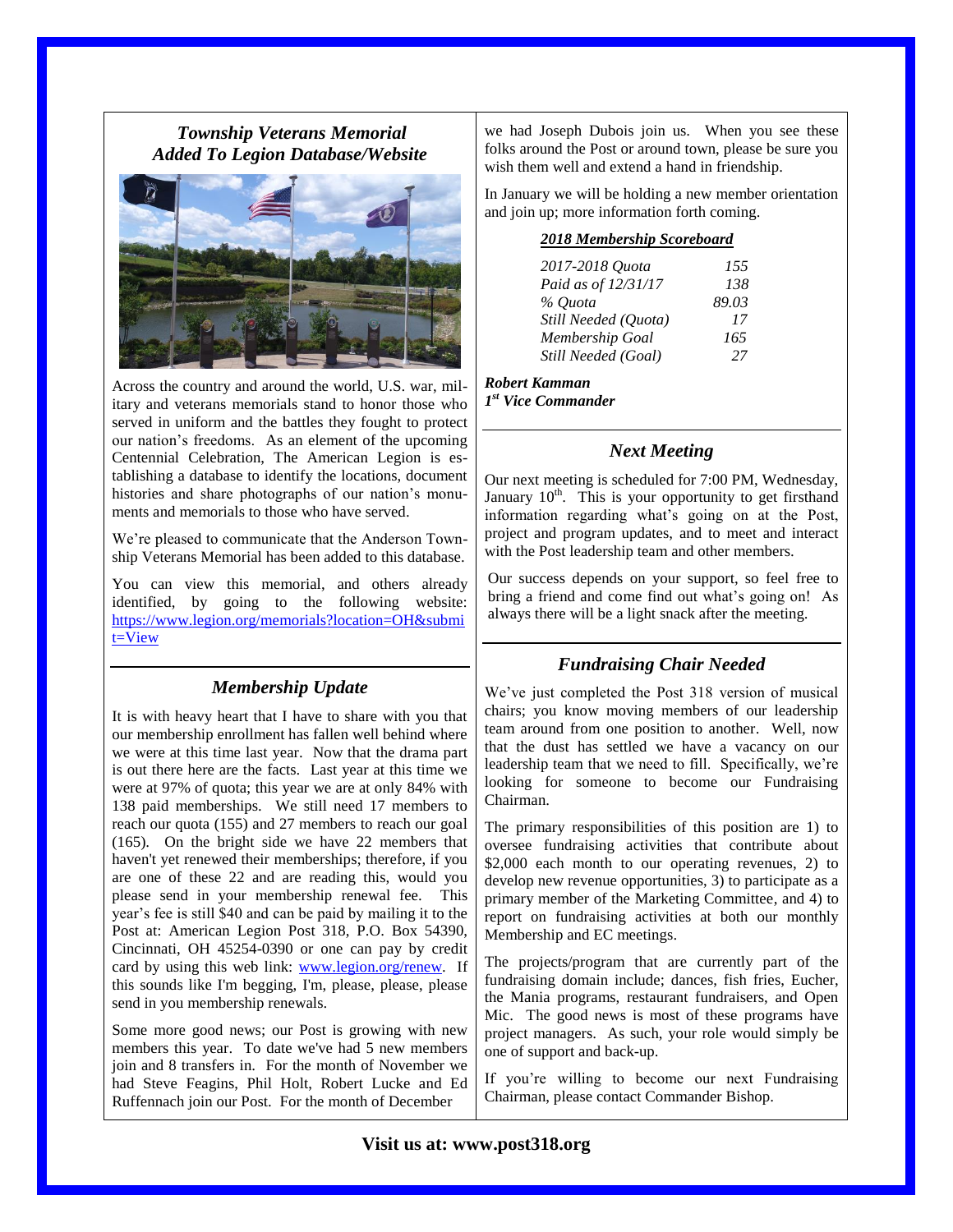## *Township Veterans Memorial Added To Legion Database/Website*

Across the country and around the world, U.S. war, military and veterans memorials stand to honor those who served in uniform and the battles they fought to protect our nation's freedoms. As an element of the upcoming Centennial Celebration, The American Legion is establishing a database to identify the locations, document histories and share photographs of our nation's monuments and memorials to those who have served.

We're pleased to communicate that the Anderson Township Veterans Memorial has been added to this database.

You can view this memorial, and others already identified, by going to the following website: https://www.legion.org/memorials?location=OH&submit=View

## *Membership Update*

It is with heavy heart that I have to share with you that our membership enrollment has fallen well behind where we were at this time last year. Now that the drama part is out there here are the facts. Last year at this time we were at 97% of quota; this year we are at only 84% with 138 paid memberships. We still need 17 members to reach our quota (155) and 27 members to reach our goal (165). On the bright side we have 22 members that haven't yet renewed their memberships; therefore, if you are one of these 22 and are reading this, would you please send in your membership renewal fee. This year's fee is still $40 and can be paid by mailing it to the Post at: American Legion Post 318, P.O. Box 54390, Cincinnati, OH 45254-0390 or one can pay by credit card by using this web link: www.legion.org/renew. If this sounds like I'm begging, I'm, please, please, please send in you membership renewals.

Some more good news; our Post is growing with new members this year. To date we've had 5 new members join and 8 transfers in. For the month of November we had Steve Feagins, Phil Holt, Robert Lucke and Ed Ruffennach join our Post. For the month of December we had Joseph Dubois join us. When you see these folks around the Post or around town, please be sure you wish them well and extend a hand in friendship.

In January we will be holding a new member orientation and join up; more information forth coming.

***2018 Membership Scoreboard***

| | |
|---|---|
| *2017-2018 Quota* | *155* |
| *Paid as of 12/31/17* | *138* |
| *% Quota* | *89.03* |
| *Still Needed (Quota)* | *17* |
| *Membership Goal* | *165* |
| *Still Needed (Goal)* | *27* |

***Robert Kamman***
***1st Vice Commander***

## *Next Meeting*

Our next meeting is scheduled for 7:00 PM, Wednesday, January 10th. This is your opportunity to get firsthand information regarding what's going on at the Post, project and program updates, and to meet and interact with the Post leadership team and other members.

Our success depends on your support, so feel free to bring a friend and come find out what's going on! As always there will be a light snack after the meeting.

## *Fundraising Chair Needed*

We've just completed the Post 318 version of musical chairs; you know moving members of our leadership team around from one position to another. Well, now that the dust has settled we have a vacancy on our leadership team that we need to fill. Specifically, we're looking for someone to become our Fundraising Chairman.

The primary responsibilities of this position are 1) to oversee fundraising activities that contribute about $2,000 each month to our operating revenues, 2) to develop new revenue opportunities, 3) to participate as a primary member of the Marketing Committee, and 4) to report on fundraising activities at both our monthly Membership and EC meetings.

The projects/program that are currently part of the fundraising domain include; dances, fish fries, Eucher, the Mania programs, restaurant fundraisers, and Open Mic. The good news is most of these programs have project managers. As such, your role would simply be one of support and back-up.

If you're willing to become our next Fundraising Chairman, please contact Commander Bishop.

**Visit us at: www.post318.org**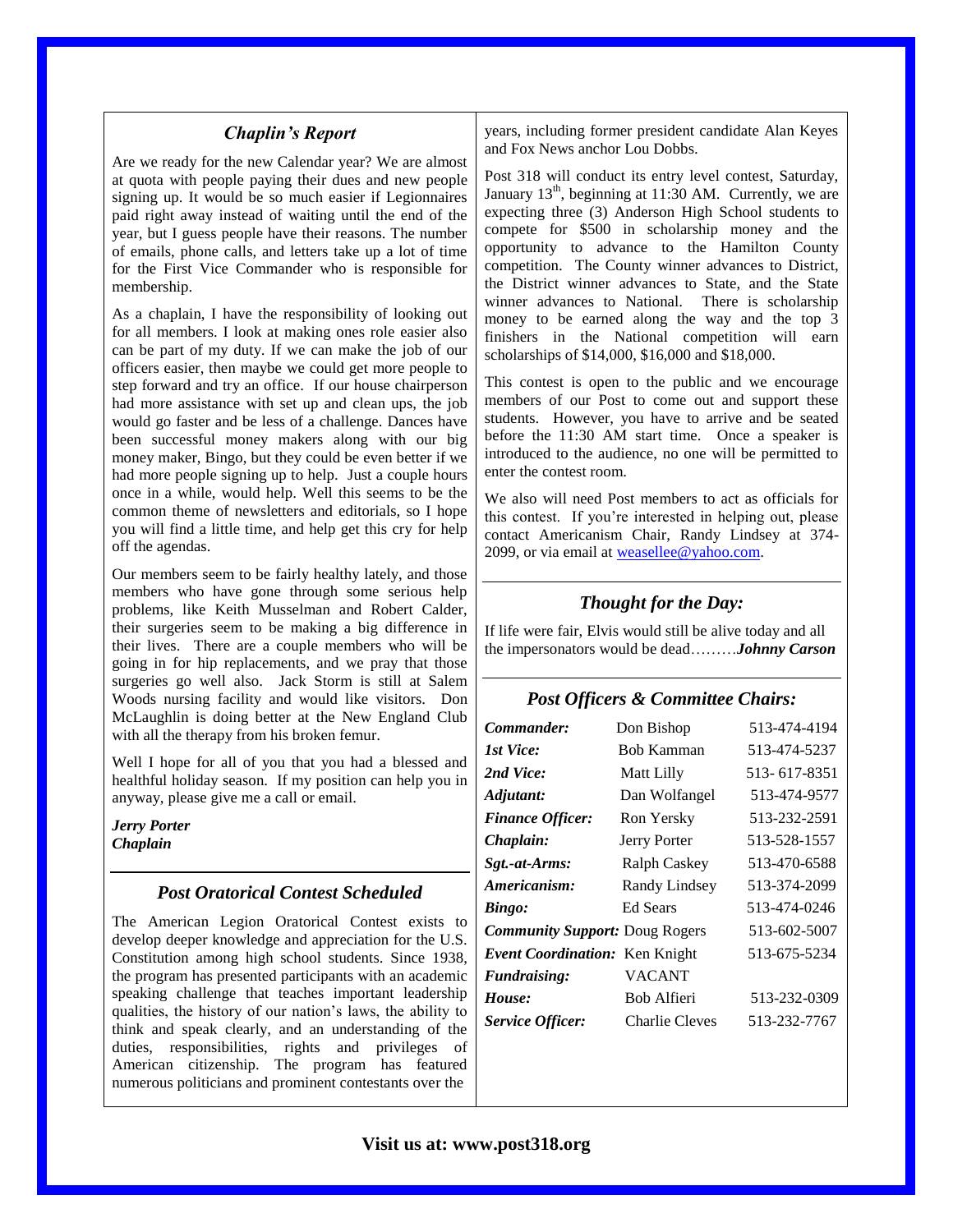### *Chaplin's Report*

Are we ready for the new Calendar year? We are almost at quota with people paying their dues and new people signing up. It would be so much easier if Legionnaires paid right away instead of waiting until the end of the year, but I guess people have their reasons. The number of emails, phone calls, and letters take up a lot of time for the First Vice Commander who is responsible for membership.

As a chaplain, I have the responsibility of looking out for all members. I look at making ones role easier also can be part of my duty. If we can make the job of our officers easier, then maybe we could get more people to step forward and try an office. If our house chairperson had more assistance with set up and clean ups, the job would go faster and be less of a challenge. Dances have been successful money makers along with our big money maker, Bingo, but they could be even better if we had more people signing up to help. Just a couple hours once in a while, would help. Well this seems to be the common theme of newsletters and editorials, so I hope you will find a little time, and help get this cry for help off the agendas.

Our members seem to be fairly healthy lately, and those members who have gone through some serious help problems, like Keith Musselman and Robert Calder, their surgeries seem to be making a big difference in their lives. There are a couple members who will be going in for hip replacements, and we pray that those surgeries go well also. Jack Storm is still at Salem Woods nursing facility and would like visitors. Don McLaughlin is doing better at the New England Club with all the therapy from his broken femur.

Well I hope for all of you that you had a blessed and healthful holiday season. If my position can help you in anyway, please give me a call or email.

***Jerry Porter***
***Chaplain***

### *Post Oratorical Contest Scheduled*

The American Legion Oratorical Contest exists to develop deeper knowledge and appreciation for the U.S. Constitution among high school students. Since 1938, the program has presented participants with an academic speaking challenge that teaches important leadership qualities, the history of our nation's laws, the ability to think and speak clearly, and an understanding of the duties, responsibilities, rights and privileges of American citizenship. The program has featured numerous politicians and prominent contestants over the years, including former president candidate Alan Keyes and Fox News anchor Lou Dobbs.

Post 318 will conduct its entry level contest, Saturday, January 13th, beginning at 11:30 AM. Currently, we are expecting three (3) Anderson High School students to compete for $500 in scholarship money and the opportunity to advance to the Hamilton County competition. The County winner advances to District, the District winner advances to State, and the State winner advances to National. There is scholarship money to be earned along the way and the top 3 finishers in the National competition will earn scholarships of $14,000, $16,000 and $18,000.

This contest is open to the public and we encourage members of our Post to come out and support these students. However, you have to arrive and be seated before the 11:30 AM start time. Once a speaker is introduced to the audience, no one will be permitted to enter the contest room.

We also will need Post members to act as officials for this contest. If you're interested in helping out, please contact Americanism Chair, Randy Lindsey at 374-2099, or via email at weasellee@yahoo.com.

### *Thought for the Day:*

If life were fair, Elvis would still be alive today and all the impersonators would be dead………***Johnny Carson***

### *Post Officers & Committee Chairs:*

| | | |
|---|---|---|
| ***Commander:*** | Don Bishop | 513-474-4194 |
| ***1st Vice:*** | Bob Kamman | 513-474-5237 |
| ***2nd Vice:*** | Matt Lilly | 513- 617-8351 |
| ***Adjutant:*** | Dan Wolfangel | 513-474-9577 |
| ***Finance Officer:*** | Ron Yersky | 513-232-2591 |
| ***Chaplain:*** | Jerry Porter | 513-528-1557 |
| ***Sgt.-at-Arms:*** | Ralph Caskey | 513-470-6588 |
| ***Americanism:*** | Randy Lindsey | 513-374-2099 |
| ***Bingo:*** | Ed Sears | 513-474-0246 |
| ***Community Support:*** | Doug Rogers | 513-602-5007 |
| ***Event Coordination:*** | Ken Knight | 513-675-5234 |
| ***Fundraising:*** | VACANT | |
| ***House:*** | Bob Alfieri | 513-232-0309 |
| ***Service Officer:*** | Charlie Cleves | 513-232-7767 |

**Visit us at: www.post318.org**